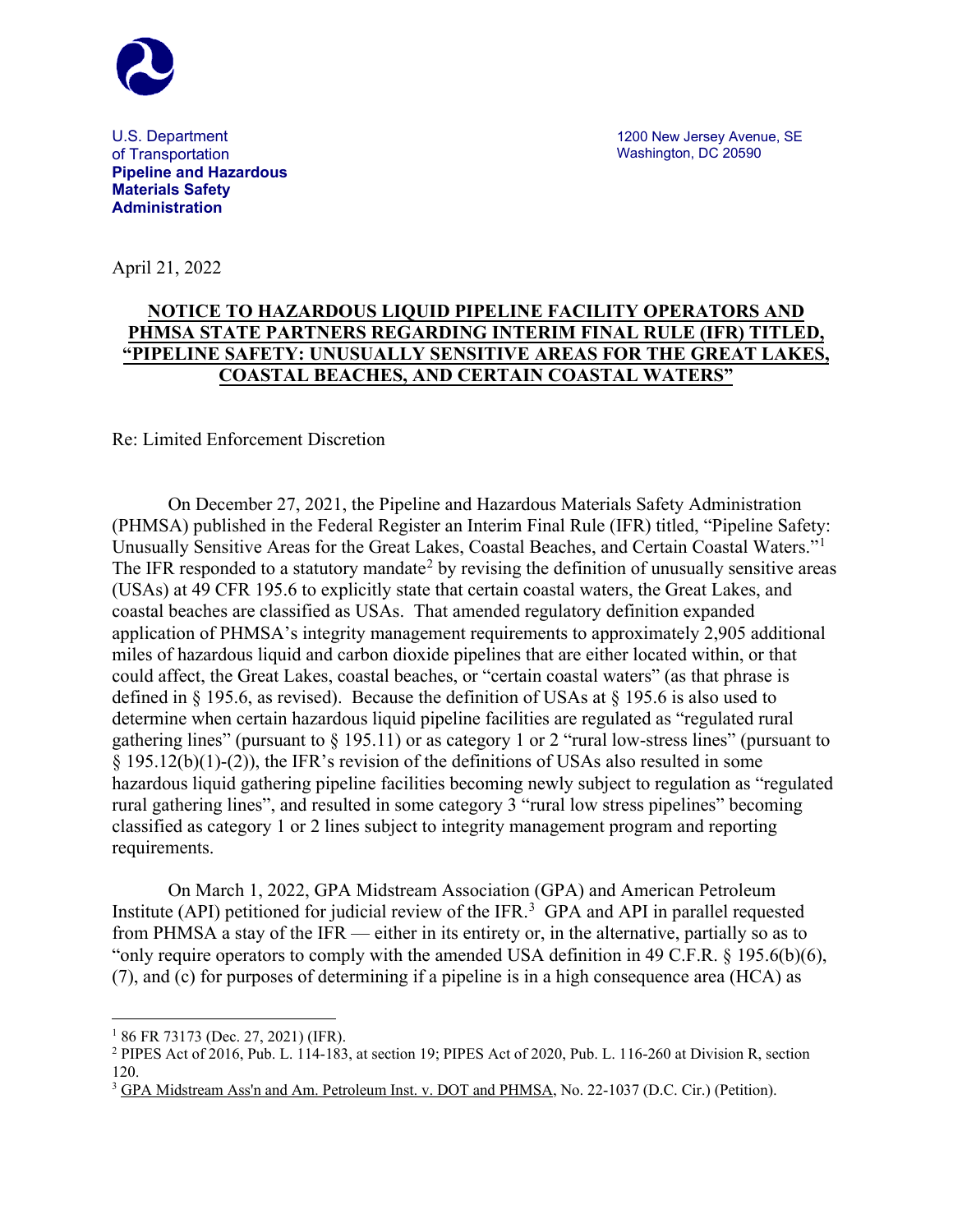U.S. Department of Transportation
**Pipeline and Hazardous Materials Safety Administration**

1200 New Jersey Avenue, SE
Washington, DC 20590

April 21, 2022

**NOTICE TO HAZARDOUS LIQUID PIPELINE FACILITY OPERATORS AND PHMSA STATE PARTNERS REGARDING INTERIM FINAL RULE (IFR) TITLED, "PIPELINE SAFETY: UNUSUALLY SENSITIVE AREAS FOR THE GREAT LAKES, COASTAL BEACHES, AND CERTAIN COASTAL WATERS"**

Re: Limited Enforcement Discretion

On December 27, 2021, the Pipeline and Hazardous Materials Safety Administration (PHMSA) published in the Federal Register an Interim Final Rule (IFR) titled, "Pipeline Safety: Unusually Sensitive Areas for the Great Lakes, Coastal Beaches, and Certain Coastal Waters."[1] The IFR responded to a statutory mandate[2] by revising the definition of unusually sensitive areas (USAs) at 49 CFR 195.6 to explicitly state that certain coastal waters, the Great Lakes, and coastal beaches are classified as USAs. That amended regulatory definition expanded application of PHMSA's integrity management requirements to approximately 2,905 additional miles of hazardous liquid and carbon dioxide pipelines that are either located within, or that could affect, the Great Lakes, coastal beaches, or "certain coastal waters" (as that phrase is defined in § 195.6, as revised). Because the definition of USAs at § 195.6 is also used to determine when certain hazardous liquid pipeline facilities are regulated as "regulated rural gathering lines" (pursuant to § 195.11) or as category 1 or 2 "rural low-stress lines" (pursuant to § 195.12(b)(1)-(2)), the IFR's revision of the definitions of USAs also resulted in some hazardous liquid gathering pipeline facilities becoming newly subject to regulation as "regulated rural gathering lines", and resulted in some category 3 "rural low stress pipelines" becoming classified as category 1 or 2 lines subject to integrity management program and reporting requirements.

On March 1, 2022, GPA Midstream Association (GPA) and American Petroleum Institute (API) petitioned for judicial review of the IFR.[3] GPA and API in parallel requested from PHMSA a stay of the IFR — either in its entirety or, in the alternative, partially so as to "only require operators to comply with the amended USA definition in 49 C.F.R. § 195.6(b)(6), (7), and (c) for purposes of determining if a pipeline is in a high consequence area (HCA) as

---

[1] 86 FR 73173 (Dec. 27, 2021) (IFR).

[2] PIPES Act of 2016, Pub. L. 114-183, at section 19; PIPES Act of 2020, Pub. L. 116-260 at Division R, section 120.

[3] GPA Midstream Ass'n and Am. Petroleum Inst. v. DOT and PHMSA, No. 22-1037 (D.C. Cir.) (Petition).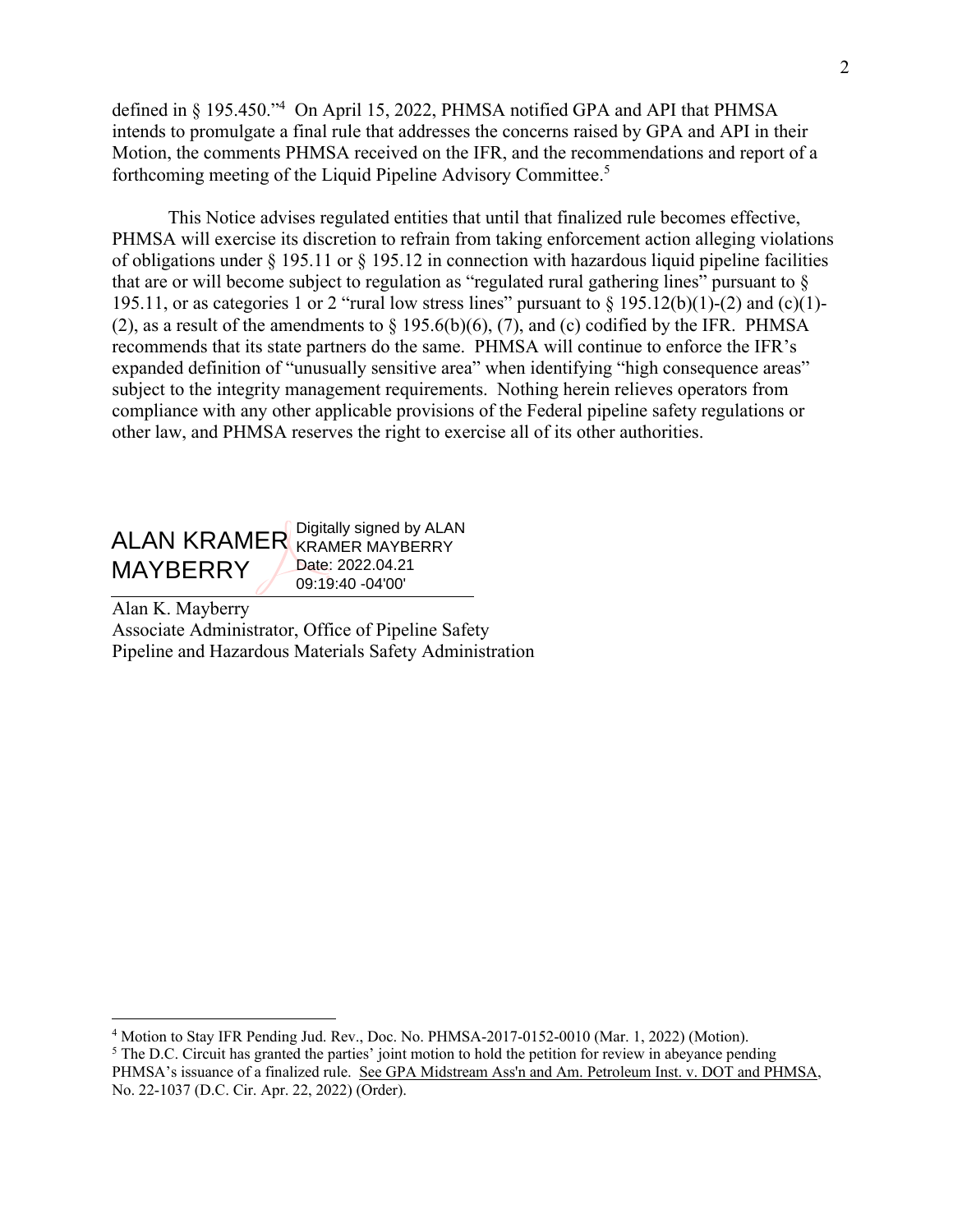defined in § 195.450."[4] On April 15, 2022, PHMSA notified GPA and API that PHMSA intends to promulgate a final rule that addresses the concerns raised by GPA and API in their Motion, the comments PHMSA received on the IFR, and the recommendations and report of a forthcoming meeting of the Liquid Pipeline Advisory Committee.[5]

This Notice advises regulated entities that until that finalized rule becomes effective, PHMSA will exercise its discretion to refrain from taking enforcement action alleging violations of obligations under § 195.11 or § 195.12 in connection with hazardous liquid pipeline facilities that are or will become subject to regulation as "regulated rural gathering lines" pursuant to § 195.11, or as categories 1 or 2 "rural low stress lines" pursuant to § 195.12(b)(1)-(2) and (c)(1)-(2), as a result of the amendments to § 195.6(b)(6), (7), and (c) codified by the IFR. PHMSA recommends that its state partners do the same. PHMSA will continue to enforce the IFR's expanded definition of "unusually sensitive area" when identifying "high consequence areas" subject to the integrity management requirements. Nothing herein relieves operators from compliance with any other applicable provisions of the Federal pipeline safety regulations or other law, and PHMSA reserves the right to exercise all of its other authorities.

ALAN KRAMER MAYBERRY — Digitally signed by ALAN KRAMER MAYBERRY Date: 2022.04.21 09:19:40 -04'00'

Alan K. Mayberry
Associate Administrator, Office of Pipeline Safety
Pipeline and Hazardous Materials Safety Administration

---

[4] Motion to Stay IFR Pending Jud. Rev., Doc. No. PHMSA-2017-0152-0010 (Mar. 1, 2022) (Motion).

[5] The D.C. Circuit has granted the parties' joint motion to hold the petition for review in abeyance pending PHMSA's issuance of a finalized rule. See GPA Midstream Ass'n and Am. Petroleum Inst. v. DOT and PHMSA, No. 22-1037 (D.C. Cir. Apr. 22, 2022) (Order).